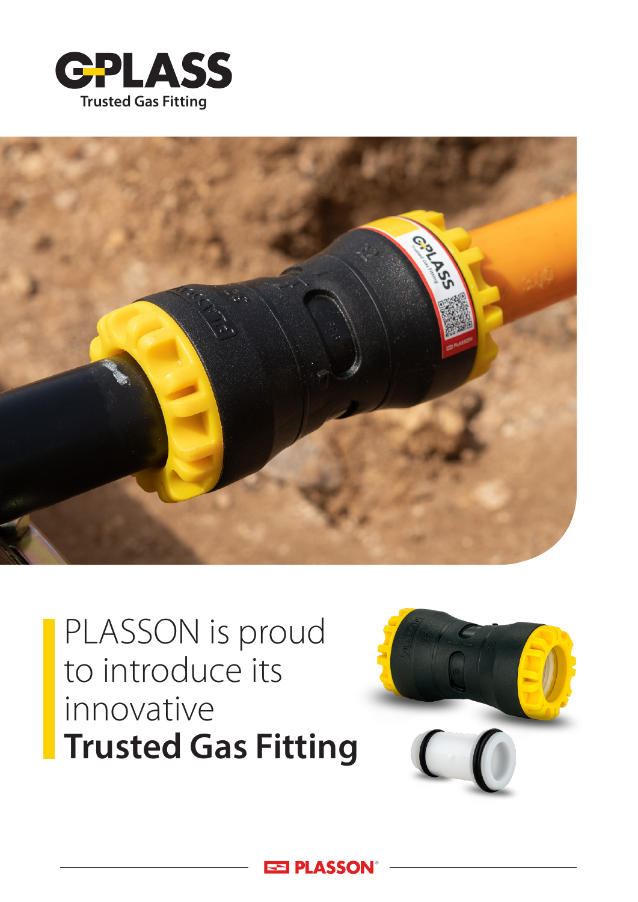# G-PLASS

Trusted Gas Fitting

PLASSON is proud to introduce its innovative **Trusted Gas Fitting**

PLASSON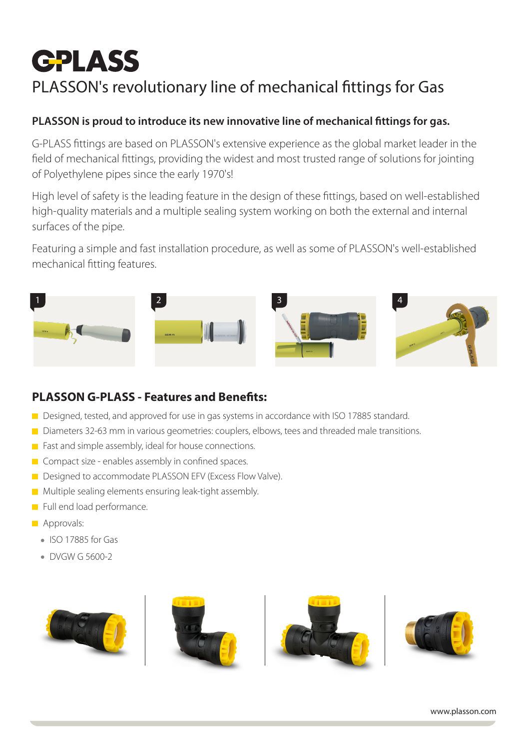# GPLASS

## PLASSON's revolutionary line of mechanical fittings for Gas

**PLASSON is proud to introduce its new innovative line of mechanical fittings for gas.**

G-PLASS fittings are based on PLASSON's extensive experience as the global market leader in the field of mechanical fittings, providing the widest and most trusted range of solutions for jointing of Polyethylene pipes since the early 1970's!

High level of safety is the leading feature in the design of these fittings, based on well-established high-quality materials and a multiple sealing system working on both the external and internal surfaces of the pipe.

Featuring a simple and fast installation procedure, as well as some of PLASSON's well-established mechanical fitting features.

1

2

3

4

### PLASSON G-PLASS - Features and Benefits:

- Designed, tested, and approved for use in gas systems in accordance with ISO 17885 standard.
- Diameters 32-63 mm in various geometries: couplers, elbows, tees and threaded male transitions.
- Fast and simple assembly, ideal for house connections.
- Compact size - enables assembly in confined spaces.
- Designed to accommodate PLASSON EFV (Excess Flow Valve).
- Multiple sealing elements ensuring leak-tight assembly.
- Full end load performance.
- Approvals:
  - ISO 17885 for Gas
  - DVGW G 5600-2

www.plasson.com